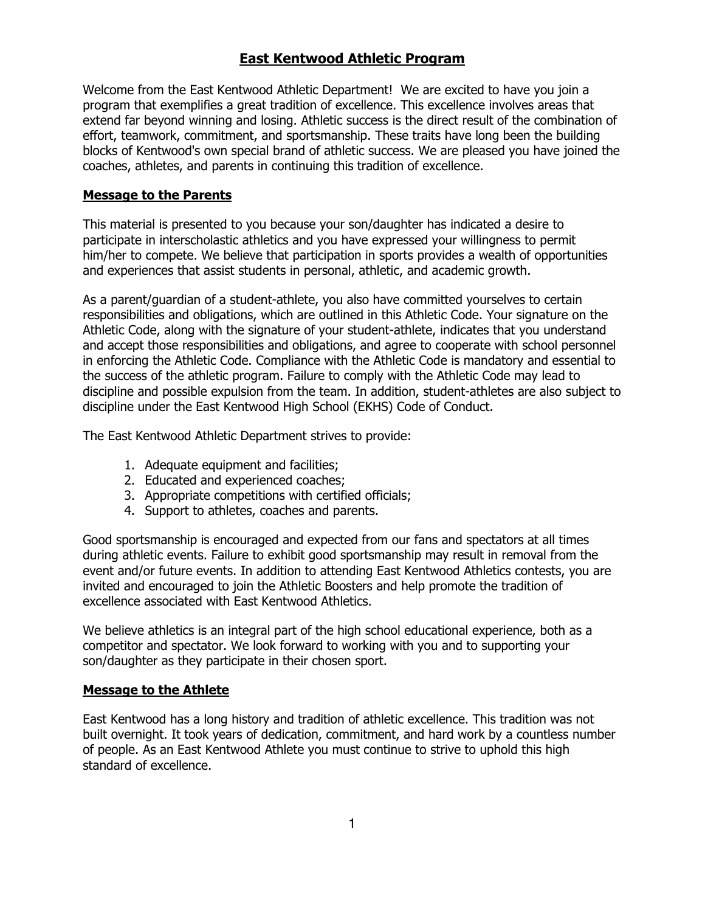# East Kentwood Athletic Program

Welcome from the East Kentwood Athletic Department! We are excited to have you join a program that exemplifies a great tradition of excellence. This excellence involves areas that extend far beyond winning and losing. Athletic success is the direct result of the combination of effort, teamwork, commitment, and sportsmanship. These traits have long been the building blocks of Kentwood's own special brand of athletic success. We are pleased you have joined the coaches, athletes, and parents in continuing this tradition of excellence.

## Message to the Parents

This material is presented to you because your son/daughter has indicated a desire to participate in interscholastic athletics and you have expressed your willingness to permit him/her to compete. We believe that participation in sports provides a wealth of opportunities and experiences that assist students in personal, athletic, and academic growth.

As a parent/guardian of a student-athlete, you also have committed yourselves to certain responsibilities and obligations, which are outlined in this Athletic Code. Your signature on the Athletic Code, along with the signature of your student-athlete, indicates that you understand and accept those responsibilities and obligations, and agree to cooperate with school personnel in enforcing the Athletic Code. Compliance with the Athletic Code is mandatory and essential to the success of the athletic program. Failure to comply with the Athletic Code may lead to discipline and possible expulsion from the team. In addition, student-athletes are also subject to discipline under the East Kentwood High School (EKHS) Code of Conduct.

The East Kentwood Athletic Department strives to provide:

1. Adequate equipment and facilities;
2. Educated and experienced coaches;
3. Appropriate competitions with certified officials;
4. Support to athletes, coaches and parents.

Good sportsmanship is encouraged and expected from our fans and spectators at all times during athletic events. Failure to exhibit good sportsmanship may result in removal from the event and/or future events. In addition to attending East Kentwood Athletics contests, you are invited and encouraged to join the Athletic Boosters and help promote the tradition of excellence associated with East Kentwood Athletics.

We believe athletics is an integral part of the high school educational experience, both as a competitor and spectator. We look forward to working with you and to supporting your son/daughter as they participate in their chosen sport.

## Message to the Athlete

East Kentwood has a long history and tradition of athletic excellence. This tradition was not built overnight. It took years of dedication, commitment, and hard work by a countless number of people. As an East Kentwood Athlete you must continue to strive to uphold this high standard of excellence.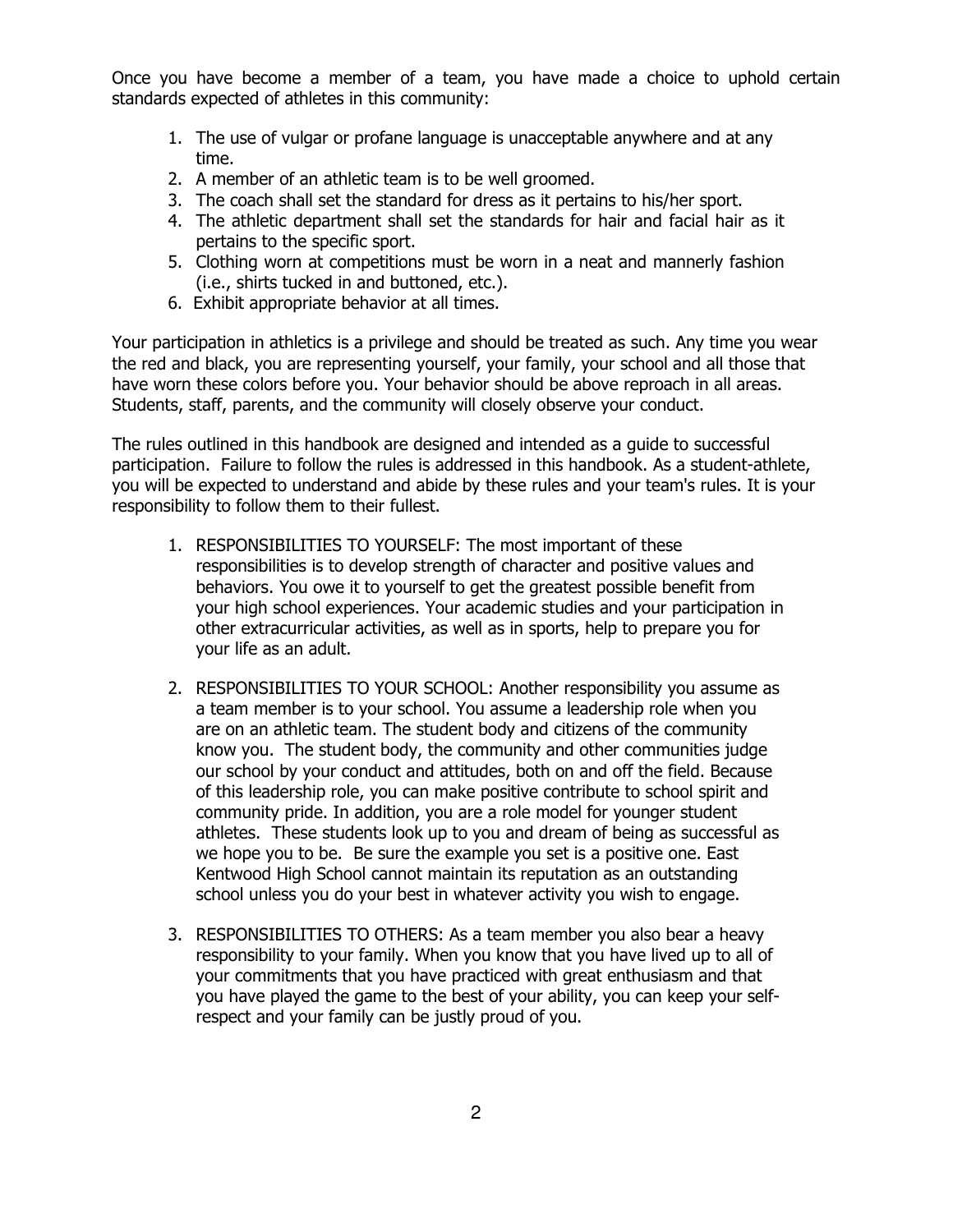Once you have become a member of a team, you have made a choice to uphold certain standards expected of athletes in this community:

1. The use of vulgar or profane language is unacceptable anywhere and at any time.
2. A member of an athletic team is to be well groomed.
3. The coach shall set the standard for dress as it pertains to his/her sport.
4. The athletic department shall set the standards for hair and facial hair as it pertains to the specific sport.
5. Clothing worn at competitions must be worn in a neat and mannerly fashion (i.e., shirts tucked in and buttoned, etc.).
6. Exhibit appropriate behavior at all times.

Your participation in athletics is a privilege and should be treated as such. Any time you wear the red and black, you are representing yourself, your family, your school and all those that have worn these colors before you. Your behavior should be above reproach in all areas. Students, staff, parents, and the community will closely observe your conduct.

The rules outlined in this handbook are designed and intended as a guide to successful participation. Failure to follow the rules is addressed in this handbook. As a student-athlete, you will be expected to understand and abide by these rules and your team's rules. It is your responsibility to follow them to their fullest.

1. RESPONSIBILITIES TO YOURSELF: The most important of these responsibilities is to develop strength of character and positive values and behaviors. You owe it to yourself to get the greatest possible benefit from your high school experiences. Your academic studies and your participation in other extracurricular activities, as well as in sports, help to prepare you for your life as an adult.

2. RESPONSIBILITIES TO YOUR SCHOOL: Another responsibility you assume as a team member is to your school. You assume a leadership role when you are on an athletic team. The student body and citizens of the community know you. The student body, the community and other communities judge our school by your conduct and attitudes, both on and off the field. Because of this leadership role, you can make positive contribute to school spirit and community pride. In addition, you are a role model for younger student athletes. These students look up to you and dream of being as successful as we hope you to be. Be sure the example you set is a positive one. East Kentwood High School cannot maintain its reputation as an outstanding school unless you do your best in whatever activity you wish to engage.

3. RESPONSIBILITIES TO OTHERS: As a team member you also bear a heavy responsibility to your family. When you know that you have lived up to all of your commitments that you have practiced with great enthusiasm and that you have played the game to the best of your ability, you can keep your self-respect and your family can be justly proud of you.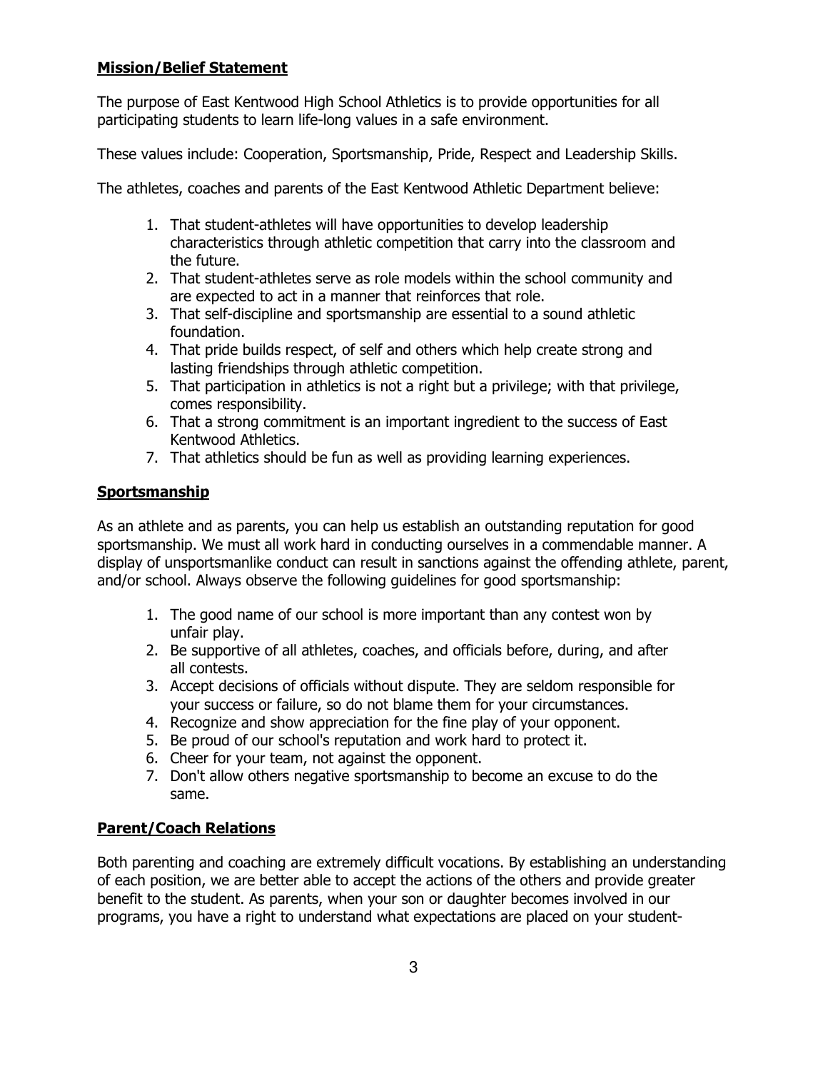## Mission/Belief Statement

The purpose of East Kentwood High School Athletics is to provide opportunities for all participating students to learn life-long values in a safe environment.

These values include: Cooperation, Sportsmanship, Pride, Respect and Leadership Skills.

The athletes, coaches and parents of the East Kentwood Athletic Department believe:

1. That student-athletes will have opportunities to develop leadership characteristics through athletic competition that carry into the classroom and the future.
2. That student-athletes serve as role models within the school community and are expected to act in a manner that reinforces that role.
3. That self-discipline and sportsmanship are essential to a sound athletic foundation.
4. That pride builds respect, of self and others which help create strong and lasting friendships through athletic competition.
5. That participation in athletics is not a right but a privilege; with that privilege, comes responsibility.
6. That a strong commitment is an important ingredient to the success of East Kentwood Athletics.
7. That athletics should be fun as well as providing learning experiences.

## Sportsmanship

As an athlete and as parents, you can help us establish an outstanding reputation for good sportsmanship. We must all work hard in conducting ourselves in a commendable manner. A display of unsportsmanlike conduct can result in sanctions against the offending athlete, parent, and/or school. Always observe the following guidelines for good sportsmanship:

1. The good name of our school is more important than any contest won by unfair play.
2. Be supportive of all athletes, coaches, and officials before, during, and after all contests.
3. Accept decisions of officials without dispute. They are seldom responsible for your success or failure, so do not blame them for your circumstances.
4. Recognize and show appreciation for the fine play of your opponent.
5. Be proud of our school's reputation and work hard to protect it.
6. Cheer for your team, not against the opponent.
7. Don't allow others negative sportsmanship to become an excuse to do the same.

## Parent/Coach Relations

Both parenting and coaching are extremely difficult vocations. By establishing an understanding of each position, we are better able to accept the actions of the others and provide greater benefit to the student. As parents, when your son or daughter becomes involved in our programs, you have a right to understand what expectations are placed on your student-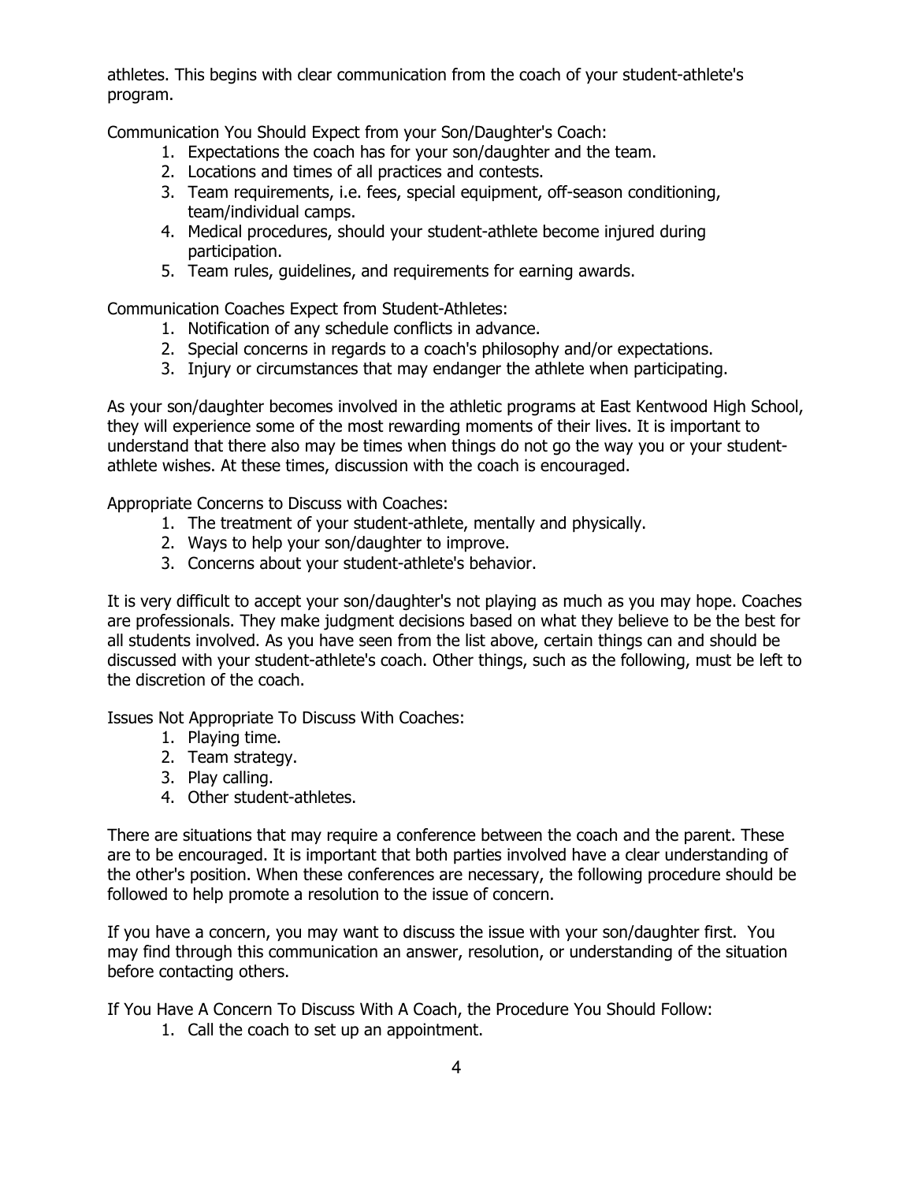athletes. This begins with clear communication from the coach of your student-athlete's program.

Communication You Should Expect from your Son/Daughter's Coach:

1. Expectations the coach has for your son/daughter and the team.
2. Locations and times of all practices and contests.
3. Team requirements, i.e. fees, special equipment, off-season conditioning, team/individual camps.
4. Medical procedures, should your student-athlete become injured during participation.
5. Team rules, guidelines, and requirements for earning awards.

Communication Coaches Expect from Student-Athletes:

1. Notification of any schedule conflicts in advance.
2. Special concerns in regards to a coach's philosophy and/or expectations.
3. Injury or circumstances that may endanger the athlete when participating.

As your son/daughter becomes involved in the athletic programs at East Kentwood High School, they will experience some of the most rewarding moments of their lives. It is important to understand that there also may be times when things do not go the way you or your student-athlete wishes. At these times, discussion with the coach is encouraged.

Appropriate Concerns to Discuss with Coaches:

1. The treatment of your student-athlete, mentally and physically.
2. Ways to help your son/daughter to improve.
3. Concerns about your student-athlete's behavior.

It is very difficult to accept your son/daughter's not playing as much as you may hope. Coaches are professionals. They make judgment decisions based on what they believe to be the best for all students involved. As you have seen from the list above, certain things can and should be discussed with your student-athlete's coach. Other things, such as the following, must be left to the discretion of the coach.

Issues Not Appropriate To Discuss With Coaches:

1. Playing time.
2. Team strategy.
3. Play calling.
4. Other student-athletes.

There are situations that may require a conference between the coach and the parent. These are to be encouraged. It is important that both parties involved have a clear understanding of the other's position. When these conferences are necessary, the following procedure should be followed to help promote a resolution to the issue of concern.

If you have a concern, you may want to discuss the issue with your son/daughter first. You may find through this communication an answer, resolution, or understanding of the situation before contacting others.

If You Have A Concern To Discuss With A Coach, the Procedure You Should Follow:

1. Call the coach to set up an appointment.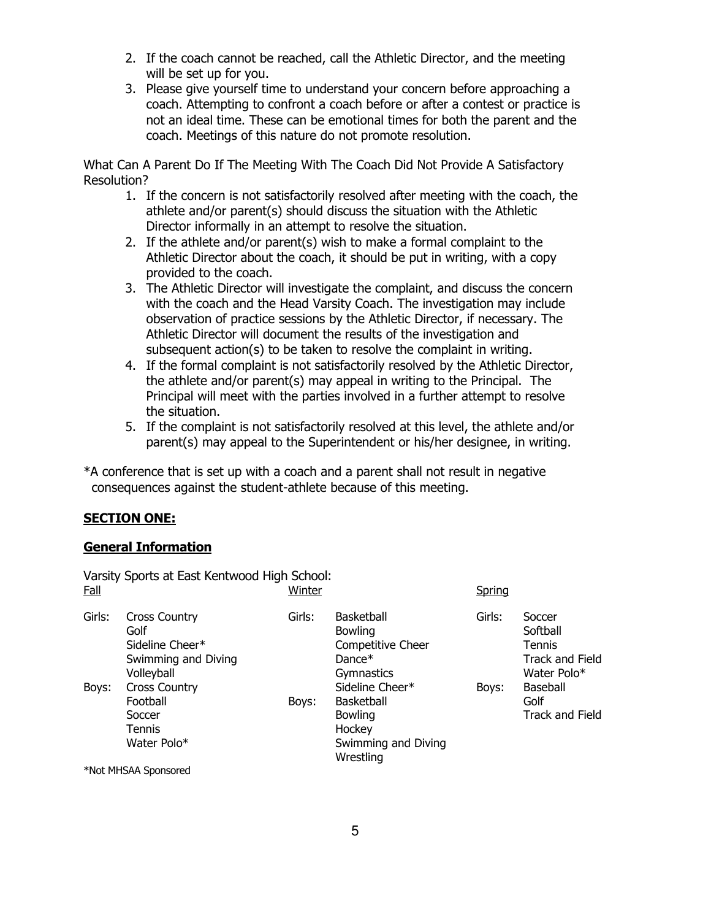2. If the coach cannot be reached, call the Athletic Director, and the meeting will be set up for you.
3. Please give yourself time to understand your concern before approaching a coach. Attempting to confront a coach before or after a contest or practice is not an ideal time. These can be emotional times for both the parent and the coach. Meetings of this nature do not promote resolution.

What Can A Parent Do If The Meeting With The Coach Did Not Provide A Satisfactory Resolution?

1. If the concern is not satisfactorily resolved after meeting with the coach, the athlete and/or parent(s) should discuss the situation with the Athletic Director informally in an attempt to resolve the situation.
2. If the athlete and/or parent(s) wish to make a formal complaint to the Athletic Director about the coach, it should be put in writing, with a copy provided to the coach.
3. The Athletic Director will investigate the complaint, and discuss the concern with the coach and the Head Varsity Coach. The investigation may include observation of practice sessions by the Athletic Director, if necessary. The Athletic Director will document the results of the investigation and subsequent action(s) to be taken to resolve the complaint in writing.
4. If the formal complaint is not satisfactorily resolved by the Athletic Director, the athlete and/or parent(s) may appeal in writing to the Principal. The Principal will meet with the parties involved in a further attempt to resolve the situation.
5. If the complaint is not satisfactorily resolved at this level, the athlete and/or parent(s) may appeal to the Superintendent or his/her designee, in writing.

*A conference that is set up with a coach and a parent shall not result in negative consequences against the student-athlete because of this meeting.

## **SECTION ONE:**

### **General Information**

Varsity Sports at East Kentwood High School:

| Fall | | Winter | | Spring | |
|---|---|---|---|---|---|
| Girls: | Cross Country<br>Golf<br>Sideline Cheer*<br>Swimming and Diving<br>Volleyball | Girls: | Basketball<br>Bowling<br>Competitive Cheer<br>Dance*<br>Gymnastics<br>Sideline Cheer* | Girls: | Soccer<br>Softball<br>Tennis<br>Track and Field<br>Water Polo* |
| Boys: | Cross Country<br>Football<br>Soccer<br>Tennis<br>Water Polo* | Boys: | Basketball<br>Bowling<br>Hockey<br>Swimming and Diving<br>Wrestling | Boys: | Baseball<br>Golf<br>Track and Field |

*Not MHSAA Sponsored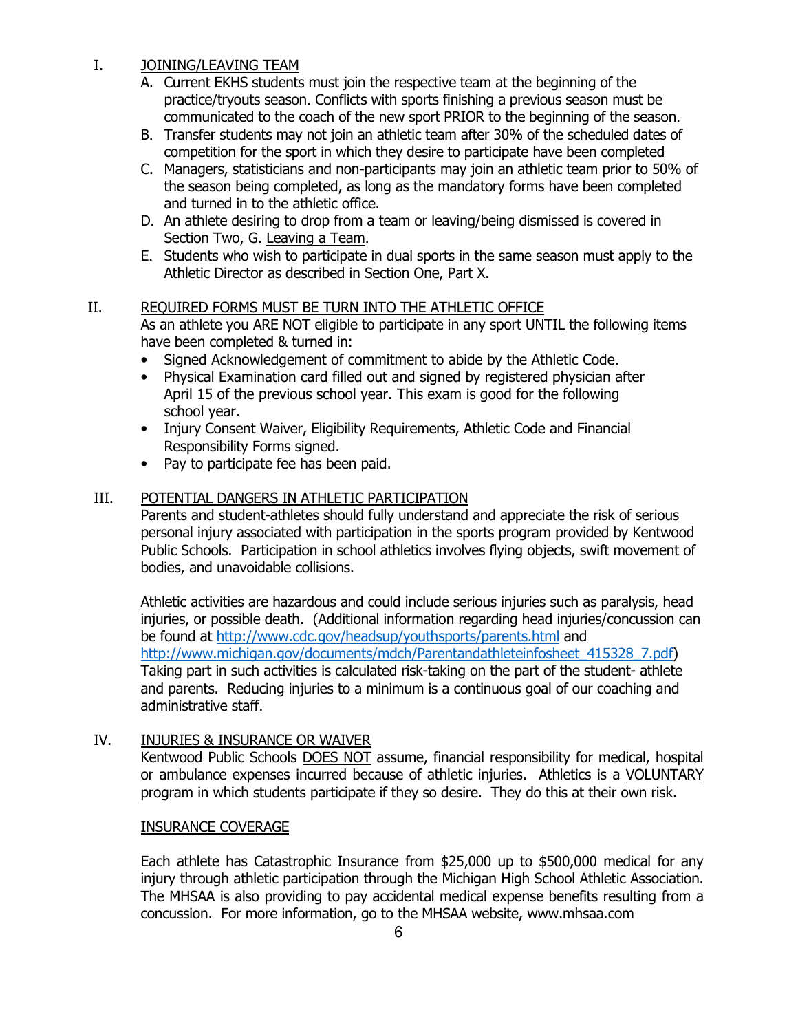## I. JOINING/LEAVING TEAM

A. Current EKHS students must join the respective team at the beginning of the practice/tryouts season. Conflicts with sports finishing a previous season must be communicated to the coach of the new sport PRIOR to the beginning of the season.

B. Transfer students may not join an athletic team after 30% of the scheduled dates of competition for the sport in which they desire to participate have been completed

C. Managers, statisticians and non-participants may join an athletic team prior to 50% of the season being completed, as long as the mandatory forms have been completed and turned in to the athletic office.

D. An athlete desiring to drop from a team or leaving/being dismissed is covered in Section Two, G. Leaving a Team.

E. Students who wish to participate in dual sports in the same season must apply to the Athletic Director as described in Section One, Part X.

## II. REQUIRED FORMS MUST BE TURN INTO THE ATHLETIC OFFICE

As an athlete you ARE NOT eligible to participate in any sport UNTIL the following items have been completed & turned in:

- Signed Acknowledgement of commitment to abide by the Athletic Code.
- Physical Examination card filled out and signed by registered physician after April 15 of the previous school year. This exam is good for the following school year.
- Injury Consent Waiver, Eligibility Requirements, Athletic Code and Financial Responsibility Forms signed.
- Pay to participate fee has been paid.

## III. POTENTIAL DANGERS IN ATHLETIC PARTICIPATION

Parents and student-athletes should fully understand and appreciate the risk of serious personal injury associated with participation in the sports program provided by Kentwood Public Schools. Participation in school athletics involves flying objects, swift movement of bodies, and unavoidable collisions.

Athletic activities are hazardous and could include serious injuries such as paralysis, head injuries, or possible death. (Additional information regarding head injuries/concussion can be found at http://www.cdc.gov/headsup/youthsports/parents.html and http://www.michigan.gov/documents/mdch/Parentandathleteinfosheet_415328_7.pdf) Taking part in such activities is calculated risk-taking on the part of the student- athlete and parents. Reducing injuries to a minimum is a continuous goal of our coaching and administrative staff.

## IV. INJURIES & INSURANCE OR WAIVER

Kentwood Public Schools DOES NOT assume, financial responsibility for medical, hospital or ambulance expenses incurred because of athletic injuries. Athletics is a VOLUNTARY program in which students participate if they so desire. They do this at their own risk.

### INSURANCE COVERAGE

Each athlete has Catastrophic Insurance from $25,000 up to $500,000 medical for any injury through athletic participation through the Michigan High School Athletic Association. The MHSAA is also providing to pay accidental medical expense benefits resulting from a concussion. For more information, go to the MHSAA website, www.mhsaa.com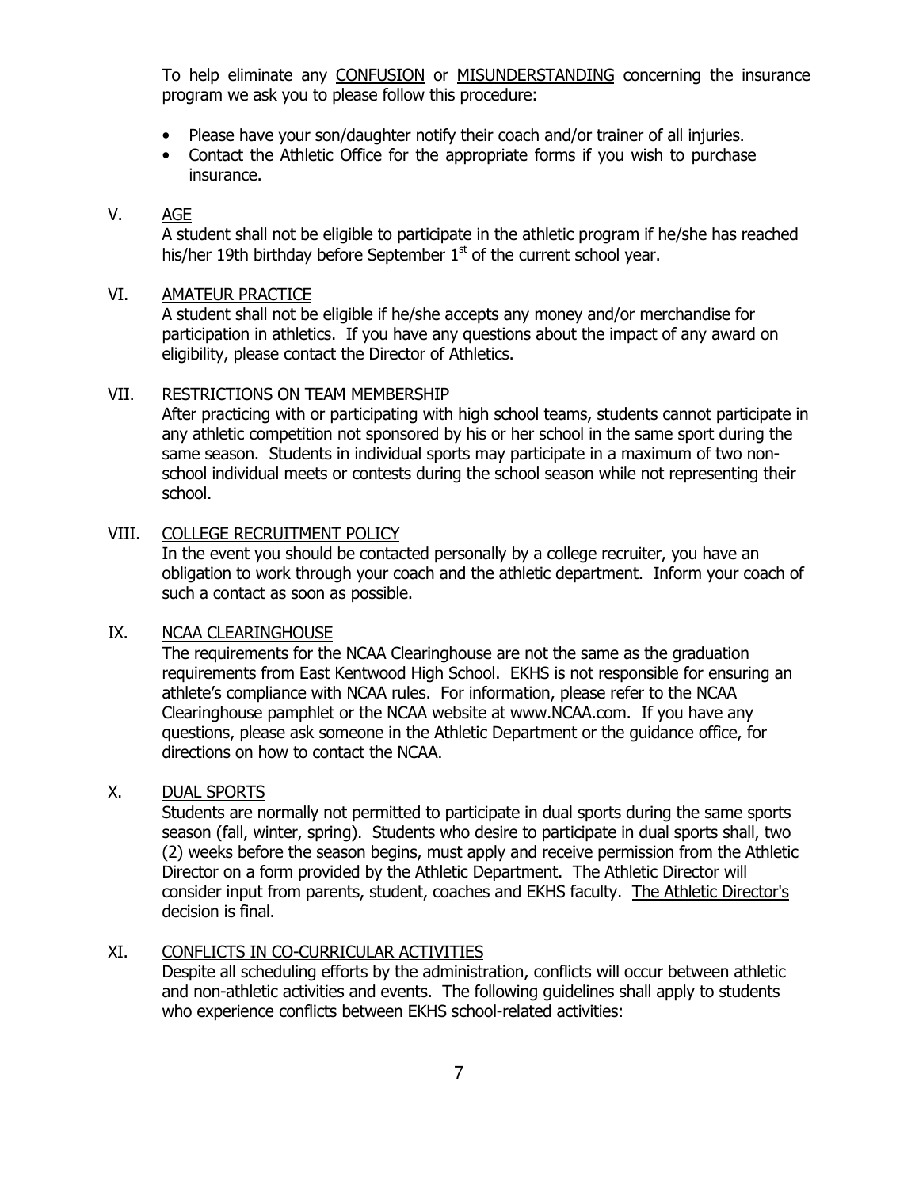To help eliminate any CONFUSION or MISUNDERSTANDING concerning the insurance program we ask you to please follow this procedure:

- Please have your son/daughter notify their coach and/or trainer of all injuries.
- Contact the Athletic Office for the appropriate forms if you wish to purchase insurance.

## V. AGE

A student shall not be eligible to participate in the athletic program if he/she has reached his/her 19th birthday before September 1st of the current school year.

## VI. AMATEUR PRACTICE

A student shall not be eligible if he/she accepts any money and/or merchandise for participation in athletics. If you have any questions about the impact of any award on eligibility, please contact the Director of Athletics.

## VII. RESTRICTIONS ON TEAM MEMBERSHIP

After practicing with or participating with high school teams, students cannot participate in any athletic competition not sponsored by his or her school in the same sport during the same season. Students in individual sports may participate in a maximum of two non-school individual meets or contests during the school season while not representing their school.

## VIII. COLLEGE RECRUITMENT POLICY

In the event you should be contacted personally by a college recruiter, you have an obligation to work through your coach and the athletic department. Inform your coach of such a contact as soon as possible.

## IX. NCAA CLEARINGHOUSE

The requirements for the NCAA Clearinghouse are not the same as the graduation requirements from East Kentwood High School. EKHS is not responsible for ensuring an athlete's compliance with NCAA rules. For information, please refer to the NCAA Clearinghouse pamphlet or the NCAA website at www.NCAA.com. If you have any questions, please ask someone in the Athletic Department or the guidance office, for directions on how to contact the NCAA.

## X. DUAL SPORTS

Students are normally not permitted to participate in dual sports during the same sports season (fall, winter, spring). Students who desire to participate in dual sports shall, two (2) weeks before the season begins, must apply and receive permission from the Athletic Director on a form provided by the Athletic Department. The Athletic Director will consider input from parents, student, coaches and EKHS faculty. The Athletic Director's decision is final.

## XI. CONFLICTS IN CO-CURRICULAR ACTIVITIES

Despite all scheduling efforts by the administration, conflicts will occur between athletic and non-athletic activities and events. The following guidelines shall apply to students who experience conflicts between EKHS school-related activities: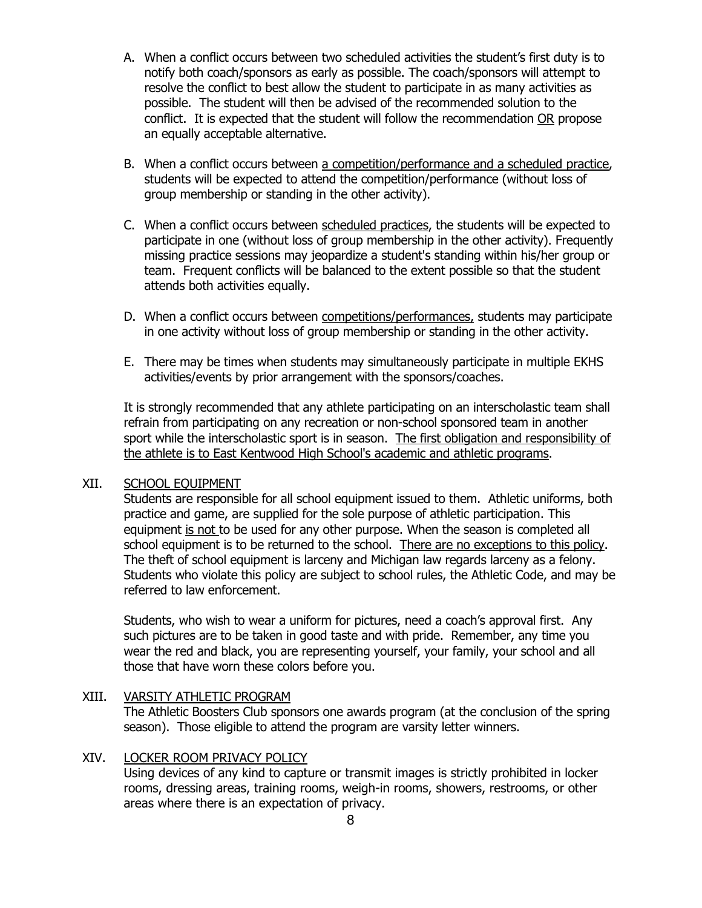A. When a conflict occurs between two scheduled activities the student's first duty is to notify both coach/sponsors as early as possible. The coach/sponsors will attempt to resolve the conflict to best allow the student to participate in as many activities as possible. The student will then be advised of the recommended solution to the conflict. It is expected that the student will follow the recommendation OR propose an equally acceptable alternative.

B. When a conflict occurs between a competition/performance and a scheduled practice, students will be expected to attend the competition/performance (without loss of group membership or standing in the other activity).

C. When a conflict occurs between scheduled practices, the students will be expected to participate in one (without loss of group membership in the other activity). Frequently missing practice sessions may jeopardize a student's standing within his/her group or team. Frequent conflicts will be balanced to the extent possible so that the student attends both activities equally.

D. When a conflict occurs between competitions/performances, students may participate in one activity without loss of group membership or standing in the other activity.

E. There may be times when students may simultaneously participate in multiple EKHS activities/events by prior arrangement with the sponsors/coaches.

It is strongly recommended that any athlete participating on an interscholastic team shall refrain from participating on any recreation or non-school sponsored team in another sport while the interscholastic sport is in season. The first obligation and responsibility of the athlete is to East Kentwood High School's academic and athletic programs.

## XII. SCHOOL EQUIPMENT

Students are responsible for all school equipment issued to them. Athletic uniforms, both practice and game, are supplied for the sole purpose of athletic participation. This equipment is not to be used for any other purpose. When the season is completed all school equipment is to be returned to the school. There are no exceptions to this policy. The theft of school equipment is larceny and Michigan law regards larceny as a felony. Students who violate this policy are subject to school rules, the Athletic Code, and may be referred to law enforcement.

Students, who wish to wear a uniform for pictures, need a coach's approval first. Any such pictures are to be taken in good taste and with pride. Remember, any time you wear the red and black, you are representing yourself, your family, your school and all those that have worn these colors before you.

## XIII. VARSITY ATHLETIC PROGRAM

The Athletic Boosters Club sponsors one awards program (at the conclusion of the spring season). Those eligible to attend the program are varsity letter winners.

## XIV. LOCKER ROOM PRIVACY POLICY

Using devices of any kind to capture or transmit images is strictly prohibited in locker rooms, dressing areas, training rooms, weigh-in rooms, showers, restrooms, or other areas where there is an expectation of privacy.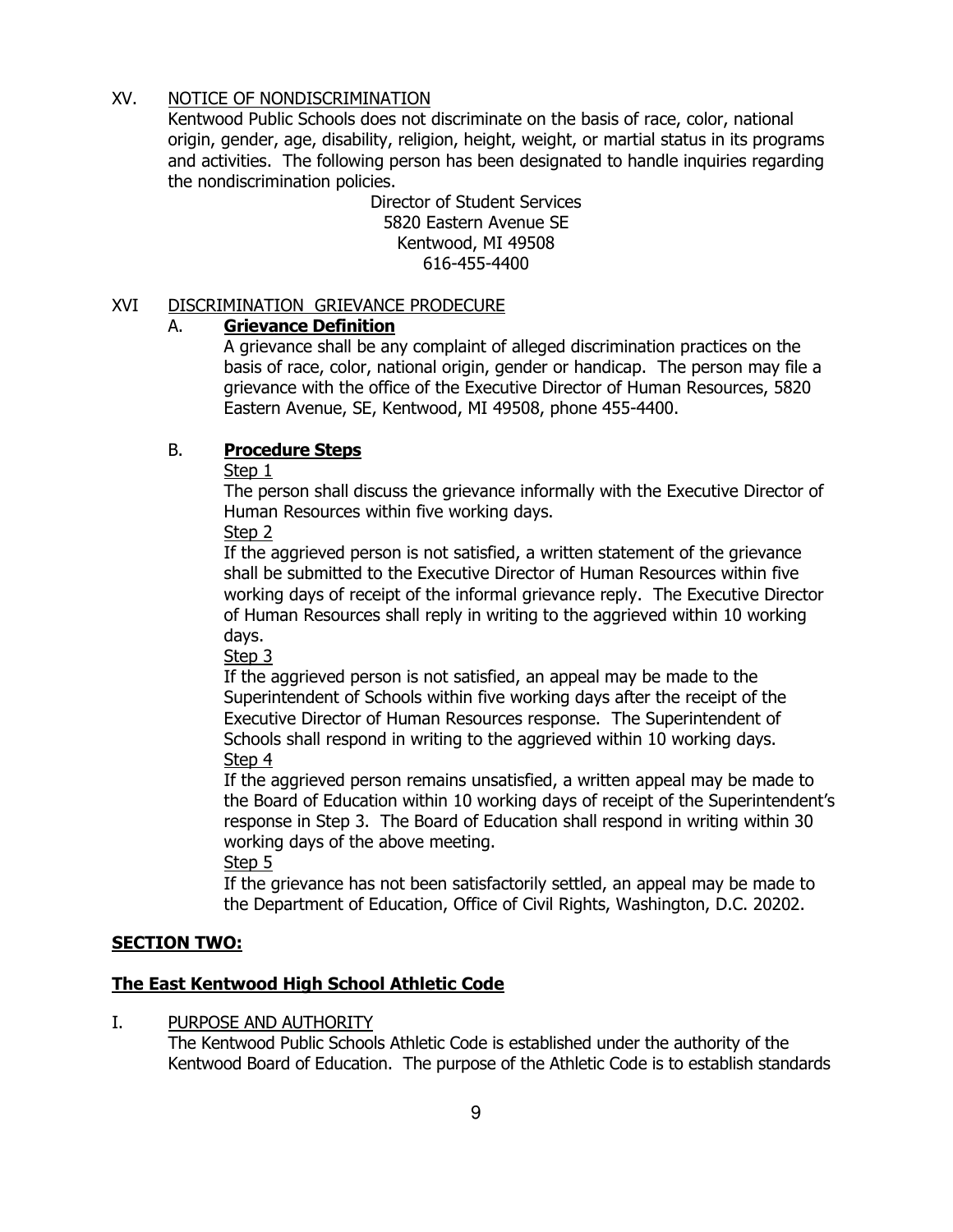## XV. NOTICE OF NONDISCRIMINATION

Kentwood Public Schools does not discriminate on the basis of race, color, national origin, gender, age, disability, religion, height, weight, or martial status in its programs and activities. The following person has been designated to handle inquiries regarding the nondiscrimination policies.

Director of Student Services
5820 Eastern Avenue SE
Kentwood, MI 49508
616-455-4400

## XVI DISCRIMINATION GRIEVANCE PRODECURE

### A. **Grievance Definition**

A grievance shall be any complaint of alleged discrimination practices on the basis of race, color, national origin, gender or handicap. The person may file a grievance with the office of the Executive Director of Human Resources, 5820 Eastern Avenue, SE, Kentwood, MI 49508, phone 455-4400.

### B. **Procedure Steps**

Step 1

The person shall discuss the grievance informally with the Executive Director of Human Resources within five working days.

Step 2

If the aggrieved person is not satisfied, a written statement of the grievance shall be submitted to the Executive Director of Human Resources within five working days of receipt of the informal grievance reply. The Executive Director of Human Resources shall reply in writing to the aggrieved within 10 working days.

Step 3

If the aggrieved person is not satisfied, an appeal may be made to the Superintendent of Schools within five working days after the receipt of the Executive Director of Human Resources response. The Superintendent of Schools shall respond in writing to the aggrieved within 10 working days.

Step 4

If the aggrieved person remains unsatisfied, a written appeal may be made to the Board of Education within 10 working days of receipt of the Superintendent's response in Step 3. The Board of Education shall respond in writing within 30 working days of the above meeting.

Step 5

If the grievance has not been satisfactorily settled, an appeal may be made to the Department of Education, Office of Civil Rights, Washington, D.C. 20202.

# **SECTION TWO:**

# **The East Kentwood High School Athletic Code**

## I. PURPOSE AND AUTHORITY

The Kentwood Public Schools Athletic Code is established under the authority of the Kentwood Board of Education. The purpose of the Athletic Code is to establish standards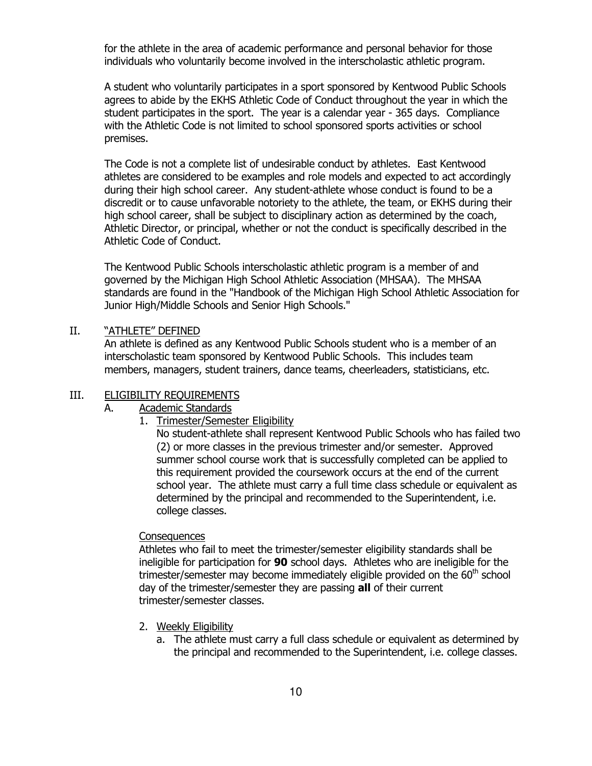for the athlete in the area of academic performance and personal behavior for those individuals who voluntarily become involved in the interscholastic athletic program.

A student who voluntarily participates in a sport sponsored by Kentwood Public Schools agrees to abide by the EKHS Athletic Code of Conduct throughout the year in which the student participates in the sport. The year is a calendar year - 365 days. Compliance with the Athletic Code is not limited to school sponsored sports activities or school premises.

The Code is not a complete list of undesirable conduct by athletes. East Kentwood athletes are considered to be examples and role models and expected to act accordingly during their high school career. Any student-athlete whose conduct is found to be a discredit or to cause unfavorable notoriety to the athlete, the team, or EKHS during their high school career, shall be subject to disciplinary action as determined by the coach, Athletic Director, or principal, whether or not the conduct is specifically described in the Athletic Code of Conduct.

The Kentwood Public Schools interscholastic athletic program is a member of and governed by the Michigan High School Athletic Association (MHSAA). The MHSAA standards are found in the "Handbook of the Michigan High School Athletic Association for Junior High/Middle Schools and Senior High Schools."

## II. "ATHLETE" DEFINED

An athlete is defined as any Kentwood Public Schools student who is a member of an interscholastic team sponsored by Kentwood Public Schools. This includes team members, managers, student trainers, dance teams, cheerleaders, statisticians, etc.

## III. ELIGIBILITY REQUIREMENTS

### A. Academic Standards

1. Trimester/Semester Eligibility

   No student-athlete shall represent Kentwood Public Schools who has failed two (2) or more classes in the previous trimester and/or semester. Approved summer school course work that is successfully completed can be applied to this requirement provided the coursework occurs at the end of the current school year. The athlete must carry a full time class schedule or equivalent as determined by the principal and recommended to the Superintendent, i.e. college classes.

   Consequences

   Athletes who fail to meet the trimester/semester eligibility standards shall be ineligible for participation for **90** school days. Athletes who are ineligible for the trimester/semester may become immediately eligible provided on the 60th school day of the trimester/semester they are passing **all** of their current trimester/semester classes.

2. Weekly Eligibility

   a. The athlete must carry a full class schedule or equivalent as determined by the principal and recommended to the Superintendent, i.e. college classes.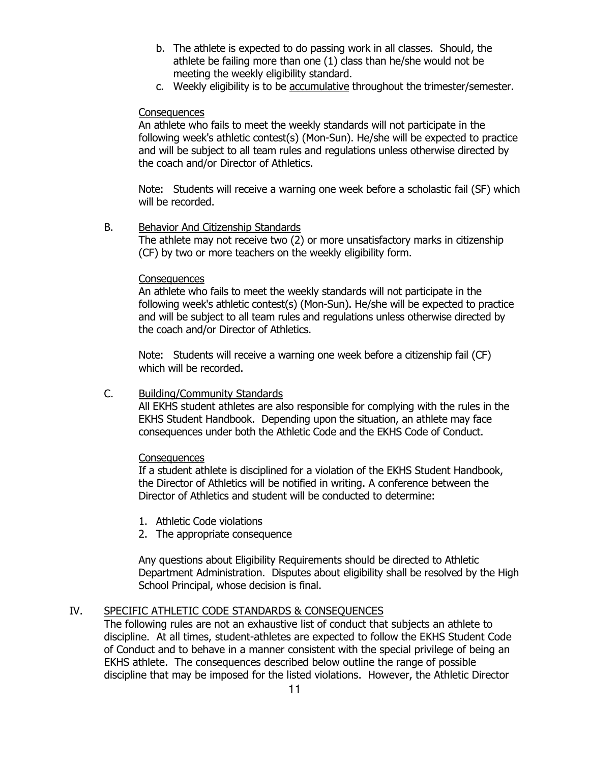b. The athlete is expected to do passing work in all classes. Should, the athlete be failing more than one (1) class than he/she would not be meeting the weekly eligibility standard.
c. Weekly eligibility is to be <u>accumulative</u> throughout the trimester/semester.

<u>Consequences</u>

An athlete who fails to meet the weekly standards will not participate in the following week's athletic contest(s) (Mon-Sun). He/she will be expected to practice and will be subject to all team rules and regulations unless otherwise directed by the coach and/or Director of Athletics.

Note: Students will receive a warning one week before a scholastic fail (SF) which will be recorded.

B. <u>Behavior And Citizenship Standards</u>

The athlete may not receive two (2) or more unsatisfactory marks in citizenship (CF) by two or more teachers on the weekly eligibility form.

<u>Consequences</u>

An athlete who fails to meet the weekly standards will not participate in the following week's athletic contest(s) (Mon-Sun). He/she will be expected to practice and will be subject to all team rules and regulations unless otherwise directed by the coach and/or Director of Athletics.

Note: Students will receive a warning one week before a citizenship fail (CF) which will be recorded.

C. <u>Building/Community Standards</u>

All EKHS student athletes are also responsible for complying with the rules in the EKHS Student Handbook. Depending upon the situation, an athlete may face consequences under both the Athletic Code and the EKHS Code of Conduct.

<u>Consequences</u>

If a student athlete is disciplined for a violation of the EKHS Student Handbook, the Director of Athletics will be notified in writing. A conference between the Director of Athletics and student will be conducted to determine:

1. Athletic Code violations
2. The appropriate consequence

Any questions about Eligibility Requirements should be directed to Athletic Department Administration. Disputes about eligibility shall be resolved by the High School Principal, whose decision is final.

## IV. <u>SPECIFIC ATHLETIC CODE STANDARDS & CONSEQUENCES</u>

The following rules are not an exhaustive list of conduct that subjects an athlete to discipline. At all times, student-athletes are expected to follow the EKHS Student Code of Conduct and to behave in a manner consistent with the special privilege of being an EKHS athlete. The consequences described below outline the range of possible discipline that may be imposed for the listed violations. However, the Athletic Director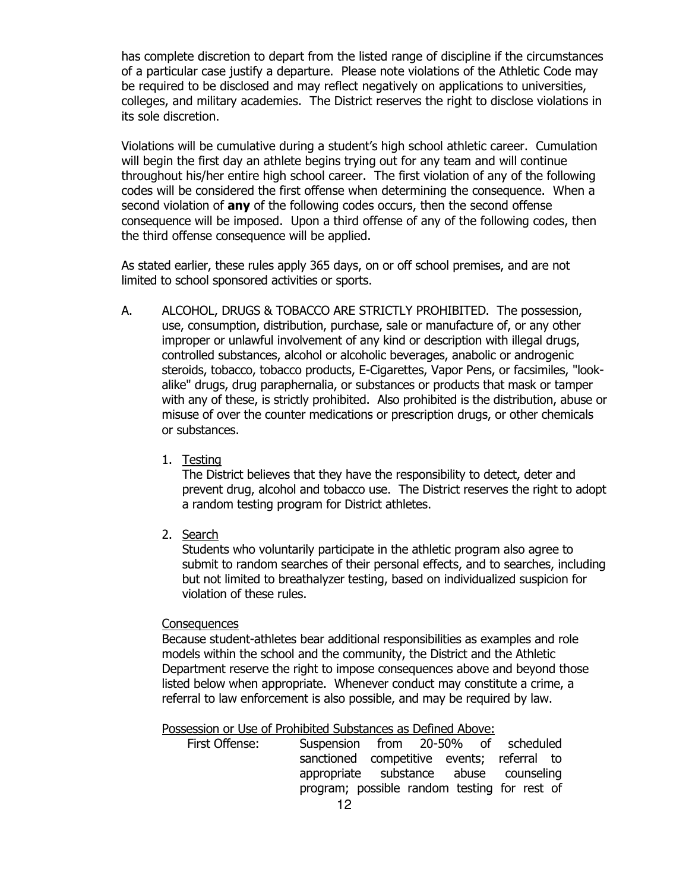has complete discretion to depart from the listed range of discipline if the circumstances of a particular case justify a departure. Please note violations of the Athletic Code may be required to be disclosed and may reflect negatively on applications to universities, colleges, and military academies. The District reserves the right to disclose violations in its sole discretion.

Violations will be cumulative during a student's high school athletic career. Cumulation will begin the first day an athlete begins trying out for any team and will continue throughout his/her entire high school career. The first violation of any of the following codes will be considered the first offense when determining the consequence. When a second violation of **any** of the following codes occurs, then the second offense consequence will be imposed. Upon a third offense of any of the following codes, then the third offense consequence will be applied.

As stated earlier, these rules apply 365 days, on or off school premises, and are not limited to school sponsored activities or sports.

A. ALCOHOL, DRUGS & TOBACCO ARE STRICTLY PROHIBITED. The possession, use, consumption, distribution, purchase, sale or manufacture of, or any other improper or unlawful involvement of any kind or description with illegal drugs, controlled substances, alcohol or alcoholic beverages, anabolic or androgenic steroids, tobacco, tobacco products, E-Cigarettes, Vapor Pens, or facsimiles, "look-alike" drugs, drug paraphernalia, or substances or products that mask or tamper with any of these, is strictly prohibited. Also prohibited is the distribution, abuse or misuse of over the counter medications or prescription drugs, or other chemicals or substances.

   1. Testing
      The District believes that they have the responsibility to detect, deter and prevent drug, alcohol and tobacco use. The District reserves the right to adopt a random testing program for District athletes.

   2. Search
      Students who voluntarily participate in the athletic program also agree to submit to random searches of their personal effects, and to searches, including but not limited to breathalyzer testing, based on individualized suspicion for violation of these rules.

   Consequences
   Because student-athletes bear additional responsibilities as examples and role models within the school and the community, the District and the Athletic Department reserve the right to impose consequences above and beyond those listed below when appropriate. Whenever conduct may constitute a crime, a referral to law enforcement is also possible, and may be required by law.

   Possession or Use of Prohibited Substances as Defined Above:

   First Offense: Suspension from 20-50% of scheduled sanctioned competitive events; referral to appropriate substance abuse counseling program; possible random testing for rest of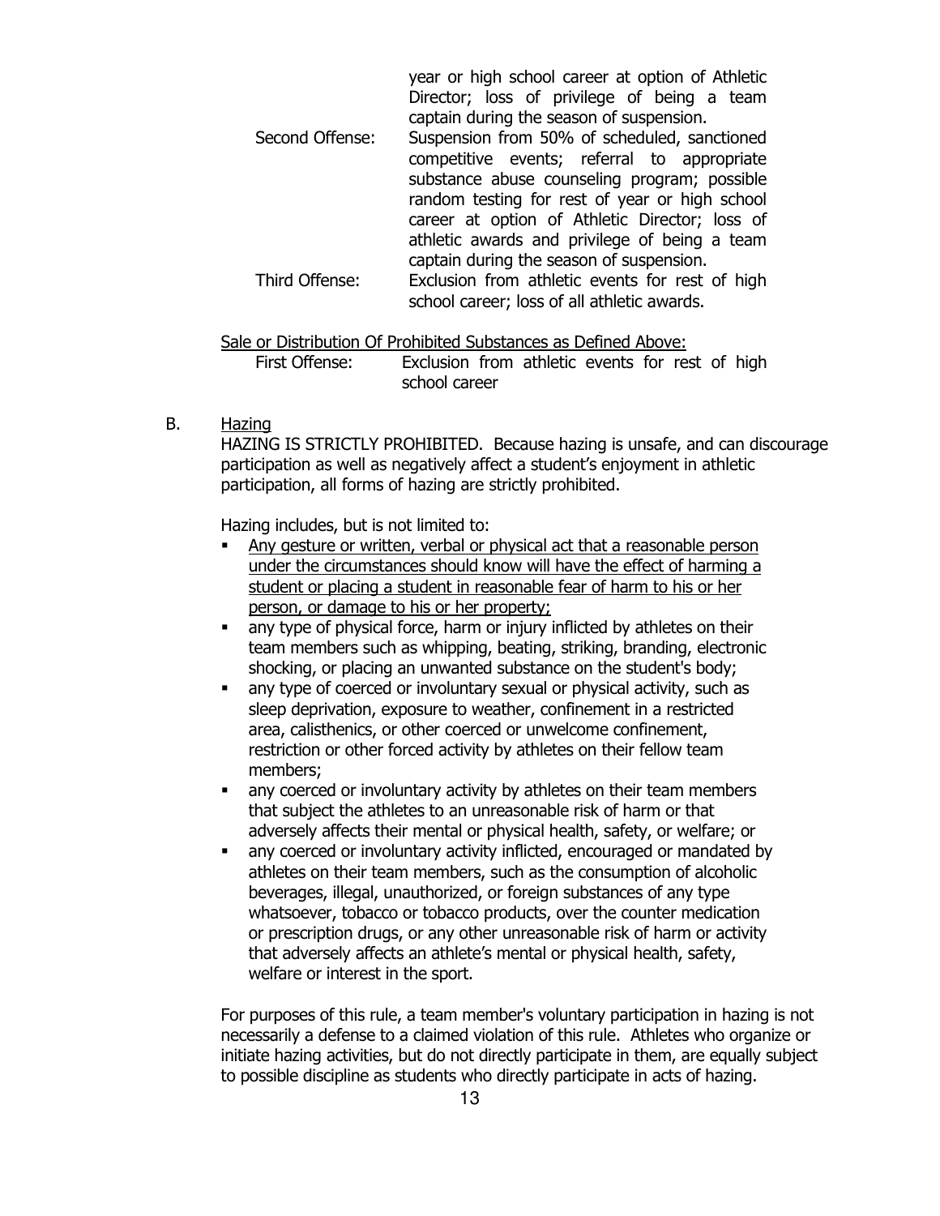| | |
|---|---|
| | year or high school career at option of Athletic Director; loss of privilege of being a team captain during the season of suspension. |
| Second Offense: | Suspension from 50% of scheduled, sanctioned competitive events; referral to appropriate substance abuse counseling program; possible random testing for rest of year or high school career at option of Athletic Director; loss of athletic awards and privilege of being a team captain during the season of suspension. |
| Third Offense: | Exclusion from athletic events for rest of high school career; loss of all athletic awards. |

<u>Sale or Distribution Of Prohibited Substances as Defined Above:</u>

| | |
|---|---|
| First Offense: | Exclusion from athletic events for rest of high school career |

B. <u>Hazing</u>

HAZING IS STRICTLY PROHIBITED. Because hazing is unsafe, and can discourage participation as well as negatively affect a student's enjoyment in athletic participation, all forms of hazing are strictly prohibited.

Hazing includes, but is not limited to:

- <u>Any gesture or written, verbal or physical act that a reasonable person under the circumstances should know will have the effect of harming a student or placing a student in reasonable fear of harm to his or her person, or damage to his or her property;</u>
- any type of physical force, harm or injury inflicted by athletes on their team members such as whipping, beating, striking, branding, electronic shocking, or placing an unwanted substance on the student's body;
- any type of coerced or involuntary sexual or physical activity, such as sleep deprivation, exposure to weather, confinement in a restricted area, calisthenics, or other coerced or unwelcome confinement, restriction or other forced activity by athletes on their fellow team members;
- any coerced or involuntary activity by athletes on their team members that subject the athletes to an unreasonable risk of harm or that adversely affects their mental or physical health, safety, or welfare; or
- any coerced or involuntary activity inflicted, encouraged or mandated by athletes on their team members, such as the consumption of alcoholic beverages, illegal, unauthorized, or foreign substances of any type whatsoever, tobacco or tobacco products, over the counter medication or prescription drugs, or any other unreasonable risk of harm or activity that adversely affects an athlete's mental or physical health, safety, welfare or interest in the sport.

For purposes of this rule, a team member's voluntary participation in hazing is not necessarily a defense to a claimed violation of this rule. Athletes who organize or initiate hazing activities, but do not directly participate in them, are equally subject to possible discipline as students who directly participate in acts of hazing.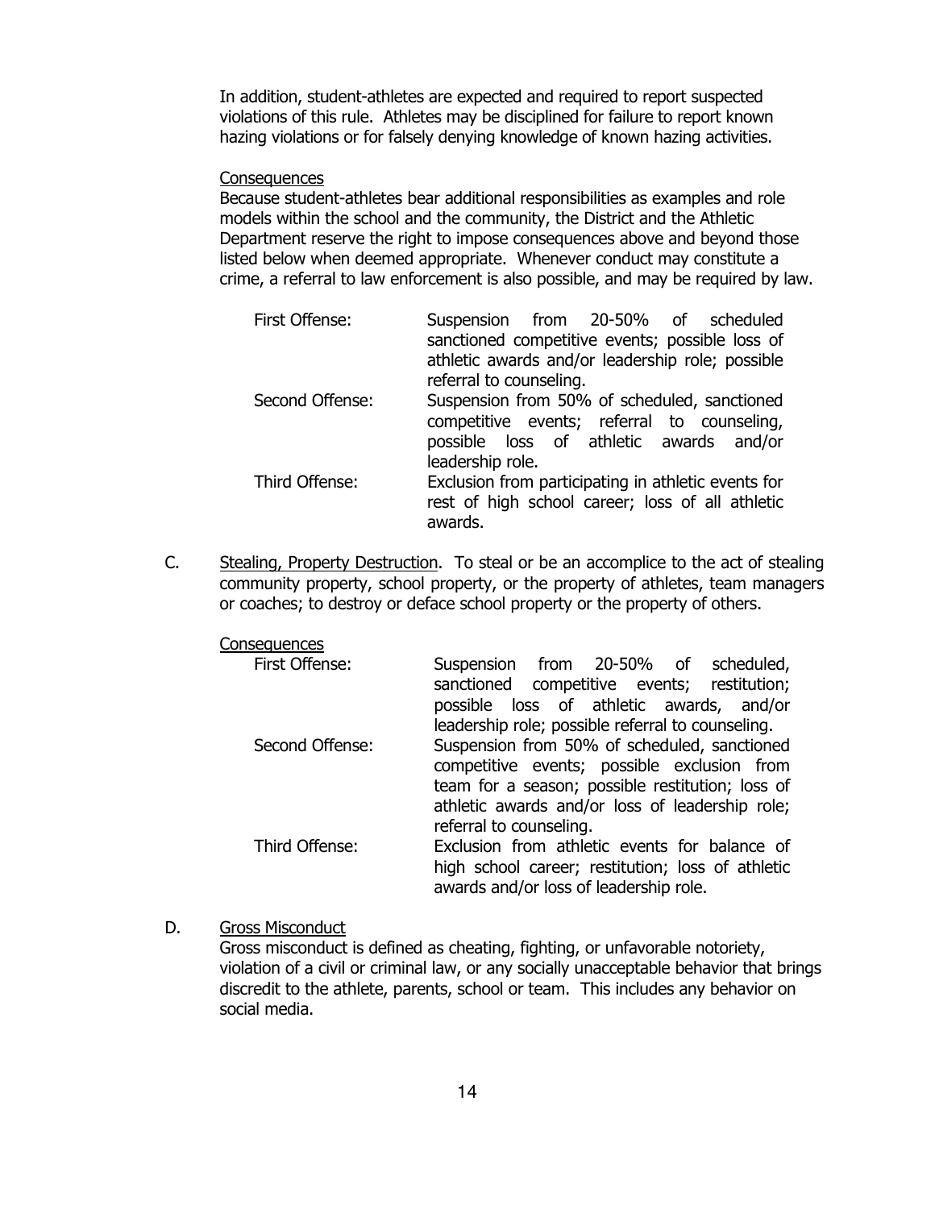In addition, student-athletes are expected and required to report suspected violations of this rule. Athletes may be disciplined for failure to report known hazing violations or for falsely denying knowledge of known hazing activities.

Consequences

Because student-athletes bear additional responsibilities as examples and role models within the school and the community, the District and the Athletic Department reserve the right to impose consequences above and beyond those listed below when deemed appropriate. Whenever conduct may constitute a crime, a referral to law enforcement is also possible, and may be required by law.

| | |
|---|---|
| First Offense: | Suspension from 20-50% of scheduled sanctioned competitive events; possible loss of athletic awards and/or leadership role; possible referral to counseling. |
| Second Offense: | Suspension from 50% of scheduled, sanctioned competitive events; referral to counseling, possible loss of athletic awards and/or leadership role. |
| Third Offense: | Exclusion from participating in athletic events for rest of high school career; loss of all athletic awards. |

C. Stealing, Property Destruction. To steal or be an accomplice to the act of stealing community property, school property, or the property of athletes, team managers or coaches; to destroy or deface school property or the property of others.

Consequences

| | |
|---|---|
| First Offense: | Suspension from 20-50% of scheduled, sanctioned competitive events; restitution; possible loss of athletic awards, and/or leadership role; possible referral to counseling. |
| Second Offense: | Suspension from 50% of scheduled, sanctioned competitive events; possible exclusion from team for a season; possible restitution; loss of athletic awards and/or loss of leadership role; referral to counseling. |
| Third Offense: | Exclusion from athletic events for balance of high school career; restitution; loss of athletic awards and/or loss of leadership role. |

D. Gross Misconduct

Gross misconduct is defined as cheating, fighting, or unfavorable notoriety, violation of a civil or criminal law, or any socially unacceptable behavior that brings discredit to the athlete, parents, school or team. This includes any behavior on social media.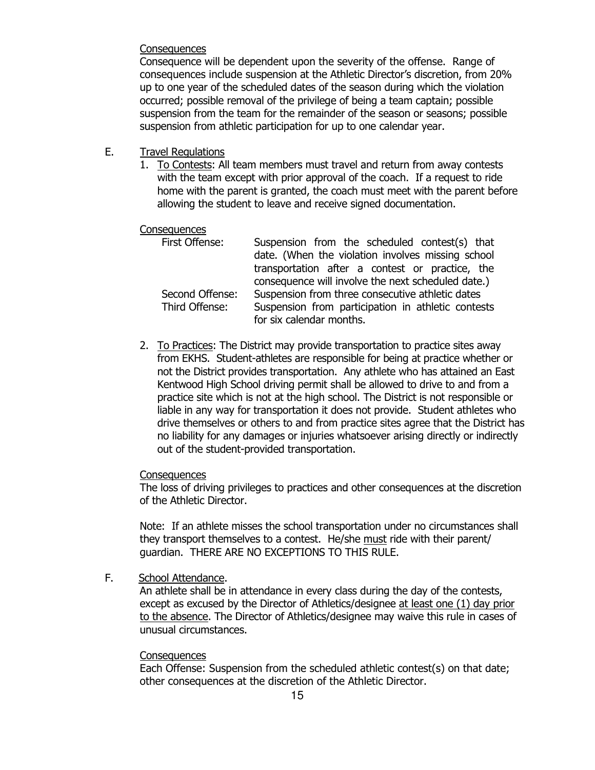Consequences

Consequence will be dependent upon the severity of the offense. Range of consequences include suspension at the Athletic Director's discretion, from 20% up to one year of the scheduled dates of the season during which the violation occurred; possible removal of the privilege of being a team captain; possible suspension from the team for the remainder of the season or seasons; possible suspension from athletic participation for up to one calendar year.

E. Travel Regulations

1. To Contests: All team members must travel and return from away contests with the team except with prior approval of the coach. If a request to ride home with the parent is granted, the coach must meet with the parent before allowing the student to leave and receive signed documentation.

Consequences

| | |
|---|---|
| First Offense: | Suspension from the scheduled contest(s) that date. (When the violation involves missing school transportation after a contest or practice, the consequence will involve the next scheduled date.) |
| Second Offense: | Suspension from three consecutive athletic dates |
| Third Offense: | Suspension from participation in athletic contests for six calendar months. |

2. To Practices: The District may provide transportation to practice sites away from EKHS. Student-athletes are responsible for being at practice whether or not the District provides transportation. Any athlete who has attained an East Kentwood High School driving permit shall be allowed to drive to and from a practice site which is not at the high school. The District is not responsible or liable in any way for transportation it does not provide. Student athletes who drive themselves or others to and from practice sites agree that the District has no liability for any damages or injuries whatsoever arising directly or indirectly out of the student-provided transportation.

Consequences

The loss of driving privileges to practices and other consequences at the discretion of the Athletic Director.

Note: If an athlete misses the school transportation under no circumstances shall they transport themselves to a contest. He/she must ride with their parent/ guardian. THERE ARE NO EXCEPTIONS TO THIS RULE.

F. School Attendance.

An athlete shall be in attendance in every class during the day of the contests, except as excused by the Director of Athletics/designee at least one (1) day prior to the absence. The Director of Athletics/designee may waive this rule in cases of unusual circumstances.

Consequences

Each Offense: Suspension from the scheduled athletic contest(s) on that date; other consequences at the discretion of the Athletic Director.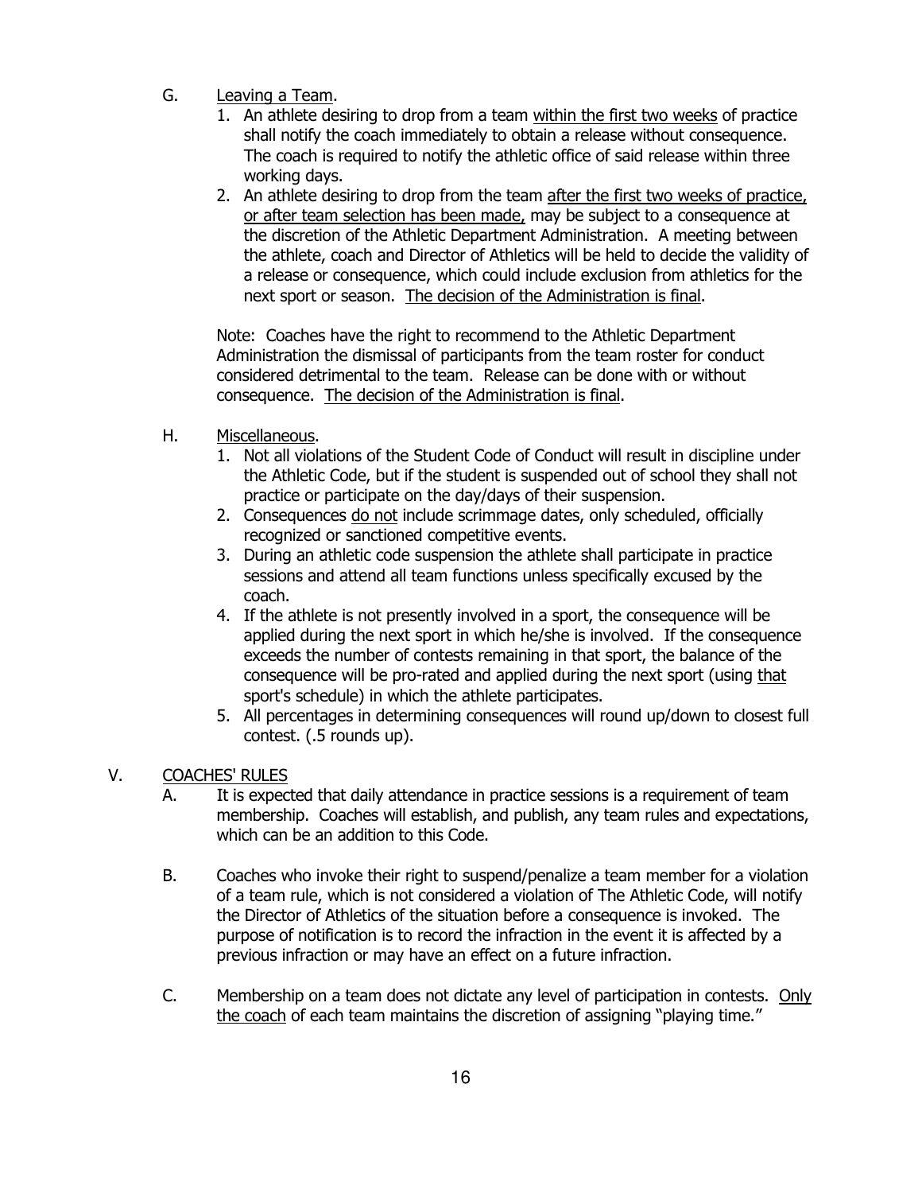G. Leaving a Team.

1. An athlete desiring to drop from a team within the first two weeks of practice shall notify the coach immediately to obtain a release without consequence. The coach is required to notify the athletic office of said release within three working days.
2. An athlete desiring to drop from the team after the first two weeks of practice, or after team selection has been made, may be subject to a consequence at the discretion of the Athletic Department Administration. A meeting between the athlete, coach and Director of Athletics will be held to decide the validity of a release or consequence, which could include exclusion from athletics for the next sport or season. The decision of the Administration is final.

Note: Coaches have the right to recommend to the Athletic Department Administration the dismissal of participants from the team roster for conduct considered detrimental to the team. Release can be done with or without consequence. The decision of the Administration is final.

H. Miscellaneous.

1. Not all violations of the Student Code of Conduct will result in discipline under the Athletic Code, but if the student is suspended out of school they shall not practice or participate on the day/days of their suspension.
2. Consequences do not include scrimmage dates, only scheduled, officially recognized or sanctioned competitive events.
3. During an athletic code suspension the athlete shall participate in practice sessions and attend all team functions unless specifically excused by the coach.
4. If the athlete is not presently involved in a sport, the consequence will be applied during the next sport in which he/she is involved. If the consequence exceeds the number of contests remaining in that sport, the balance of the consequence will be pro-rated and applied during the next sport (using that sport's schedule) in which the athlete participates.
5. All percentages in determining consequences will round up/down to closest full contest. (.5 rounds up).

## V. COACHES' RULES

A. It is expected that daily attendance in practice sessions is a requirement of team membership. Coaches will establish, and publish, any team rules and expectations, which can be an addition to this Code.

B. Coaches who invoke their right to suspend/penalize a team member for a violation of a team rule, which is not considered a violation of The Athletic Code, will notify the Director of Athletics of the situation before a consequence is invoked. The purpose of notification is to record the infraction in the event it is affected by a previous infraction or may have an effect on a future infraction.

C. Membership on a team does not dictate any level of participation in contests. Only the coach of each team maintains the discretion of assigning "playing time."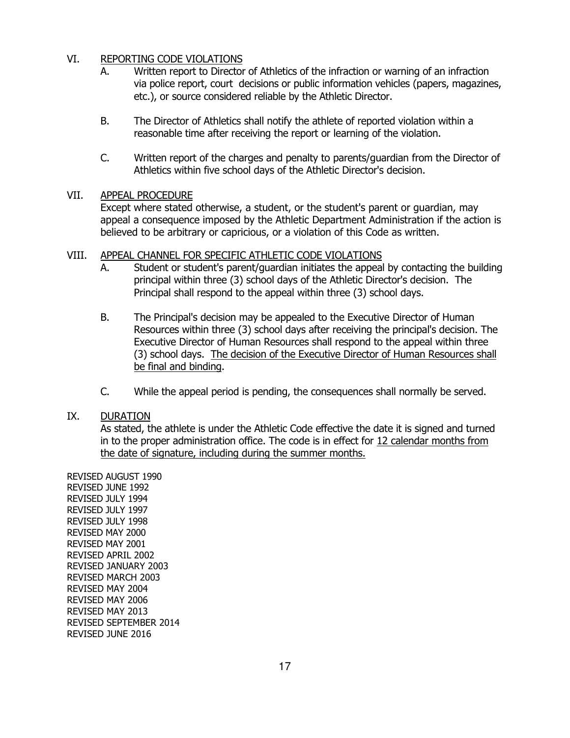## VI. REPORTING CODE VIOLATIONS

A. Written report to Director of Athletics of the infraction or warning of an infraction via police report, court decisions or public information vehicles (papers, magazines, etc.), or source considered reliable by the Athletic Director.

B. The Director of Athletics shall notify the athlete of reported violation within a reasonable time after receiving the report or learning of the violation.

C. Written report of the charges and penalty to parents/guardian from the Director of Athletics within five school days of the Athletic Director's decision.

## VII. APPEAL PROCEDURE

Except where stated otherwise, a student, or the student's parent or guardian, may appeal a consequence imposed by the Athletic Department Administration if the action is believed to be arbitrary or capricious, or a violation of this Code as written.

## VIII. APPEAL CHANNEL FOR SPECIFIC ATHLETIC CODE VIOLATIONS

A. Student or student's parent/guardian initiates the appeal by contacting the building principal within three (3) school days of the Athletic Director's decision. The Principal shall respond to the appeal within three (3) school days.

B. The Principal's decision may be appealed to the Executive Director of Human Resources within three (3) school days after receiving the principal's decision. The Executive Director of Human Resources shall respond to the appeal within three (3) school days. The decision of the Executive Director of Human Resources shall be final and binding.

C. While the appeal period is pending, the consequences shall normally be served.

## IX. DURATION

As stated, the athlete is under the Athletic Code effective the date it is signed and turned in to the proper administration office. The code is in effect for 12 calendar months from the date of signature, including during the summer months.

REVISED AUGUST 1990
REVISED JUNE 1992
REVISED JULY 1994
REVISED JULY 1997
REVISED JULY 1998
REVISED MAY 2000
REVISED MAY 2001
REVISED APRIL 2002
REVISED JANUARY 2003
REVISED MARCH 2003
REVISED MAY 2004
REVISED MAY 2006
REVISED MAY 2013
REVISED SEPTEMBER 2014
REVISED JUNE 2016